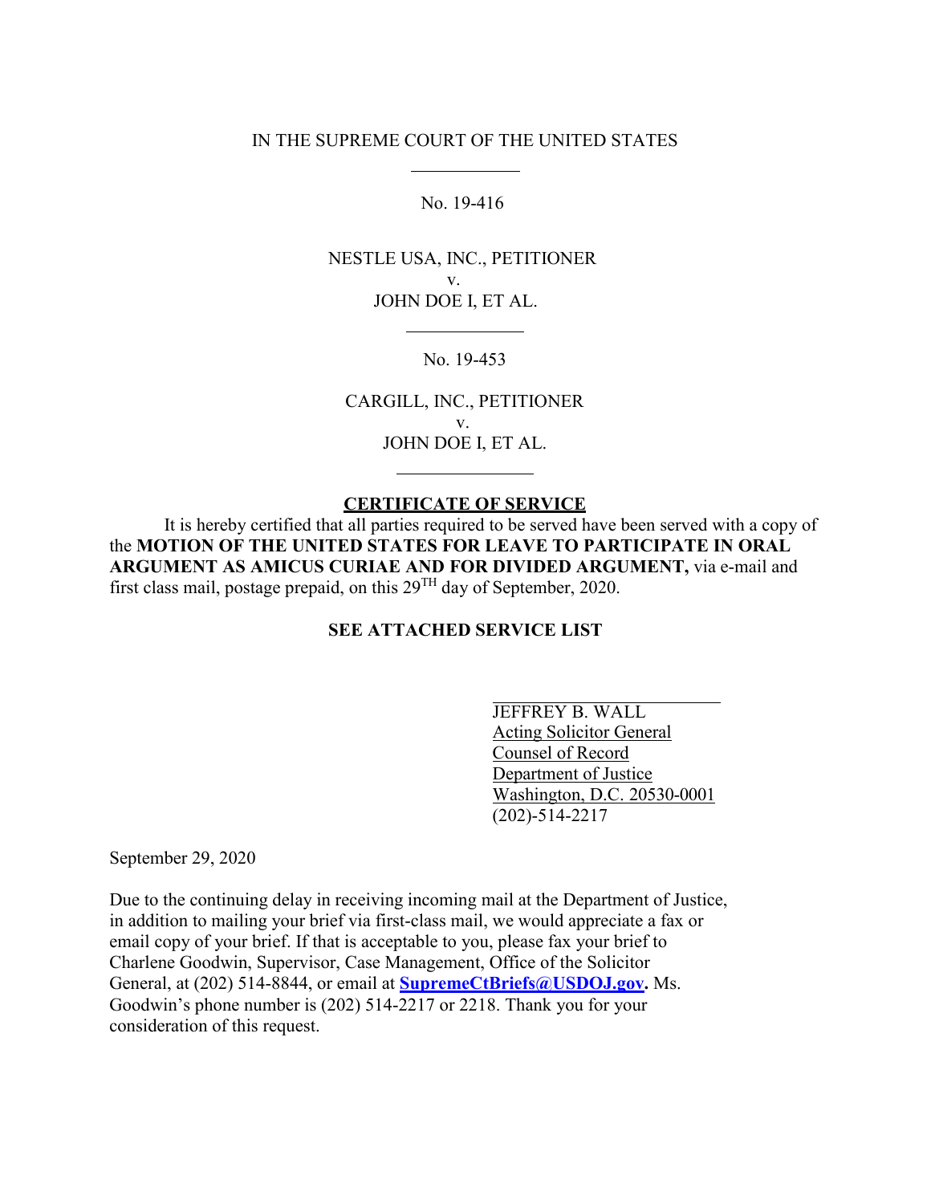IN THE SUPREME COURT OF THE UNITED STATES

---

No. 19-416

NESTLE USA, INC., PETITIONER
v.
JOHN DOE I, ET AL.

---

No. 19-453

CARGILL, INC., PETITIONER
v.
JOHN DOE I, ET AL.

---

## CERTIFICATE OF SERVICE

It is hereby certified that all parties required to be served have been served with a copy of the **MOTION OF THE UNITED STATES FOR LEAVE TO PARTICIPATE IN ORAL ARGUMENT AS AMICUS CURIAE AND FOR DIVIDED ARGUMENT,** via e-mail and first class mail, postage prepaid, on this 29TH day of September, 2020.

**SEE ATTACHED SERVICE LIST**

JEFFREY B. WALL
Acting Solicitor General
Counsel of Record
Department of Justice
Washington, D.C. 20530-0001
(202)-514-2217

September 29, 2020

Due to the continuing delay in receiving incoming mail at the Department of Justice, in addition to mailing your brief via first-class mail, we would appreciate a fax or email copy of your brief. If that is acceptable to you, please fax your brief to Charlene Goodwin, Supervisor, Case Management, Office of the Solicitor General, at (202) 514-8844, or email at **SupremeCtBriefs@USDOJ.gov.** Ms. Goodwin's phone number is (202) 514-2217 or 2218. Thank you for your consideration of this request.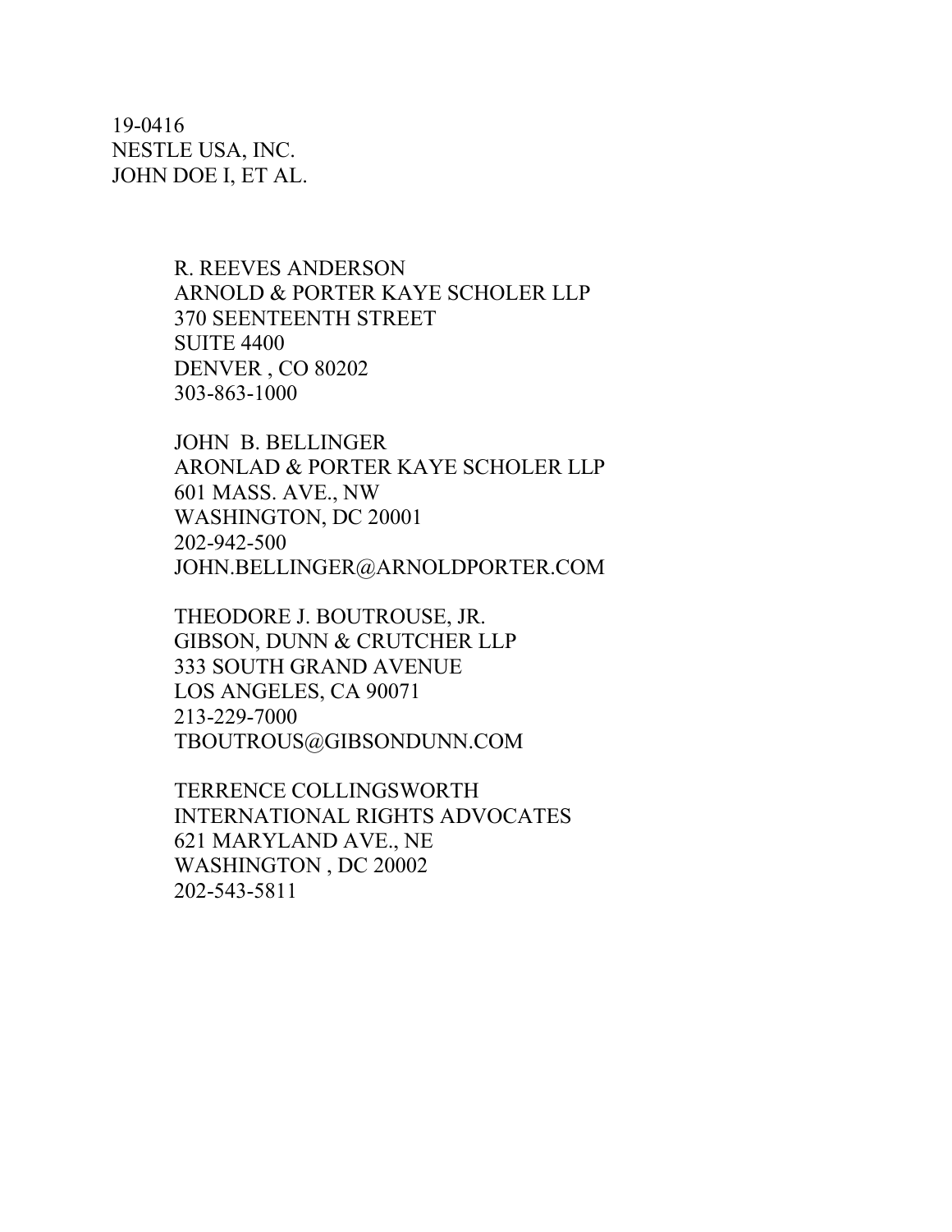19-0416
NESTLE USA, INC.
JOHN DOE I, ET AL.

R. REEVES ANDERSON
ARNOLD & PORTER KAYE SCHOLER LLP
370 SEENTEENTH STREET
SUITE 4400
DENVER , CO 80202
303-863-1000

JOHN B. BELLINGER
ARONLAD & PORTER KAYE SCHOLER LLP
601 MASS. AVE., NW
WASHINGTON, DC 20001
202-942-500
JOHN.BELLINGER@ARNOLDPORTER.COM

THEODORE J. BOUTROUSE, JR.
GIBSON, DUNN & CRUTCHER LLP
333 SOUTH GRAND AVENUE
LOS ANGELES, CA 90071
213-229-7000
TBOUTROUS@GIBSONDUNN.COM

TERRENCE COLLINGSWORTH
INTERNATIONAL RIGHTS ADVOCATES
621 MARYLAND AVE., NE
WASHINGTON , DC 20002
202-543-5811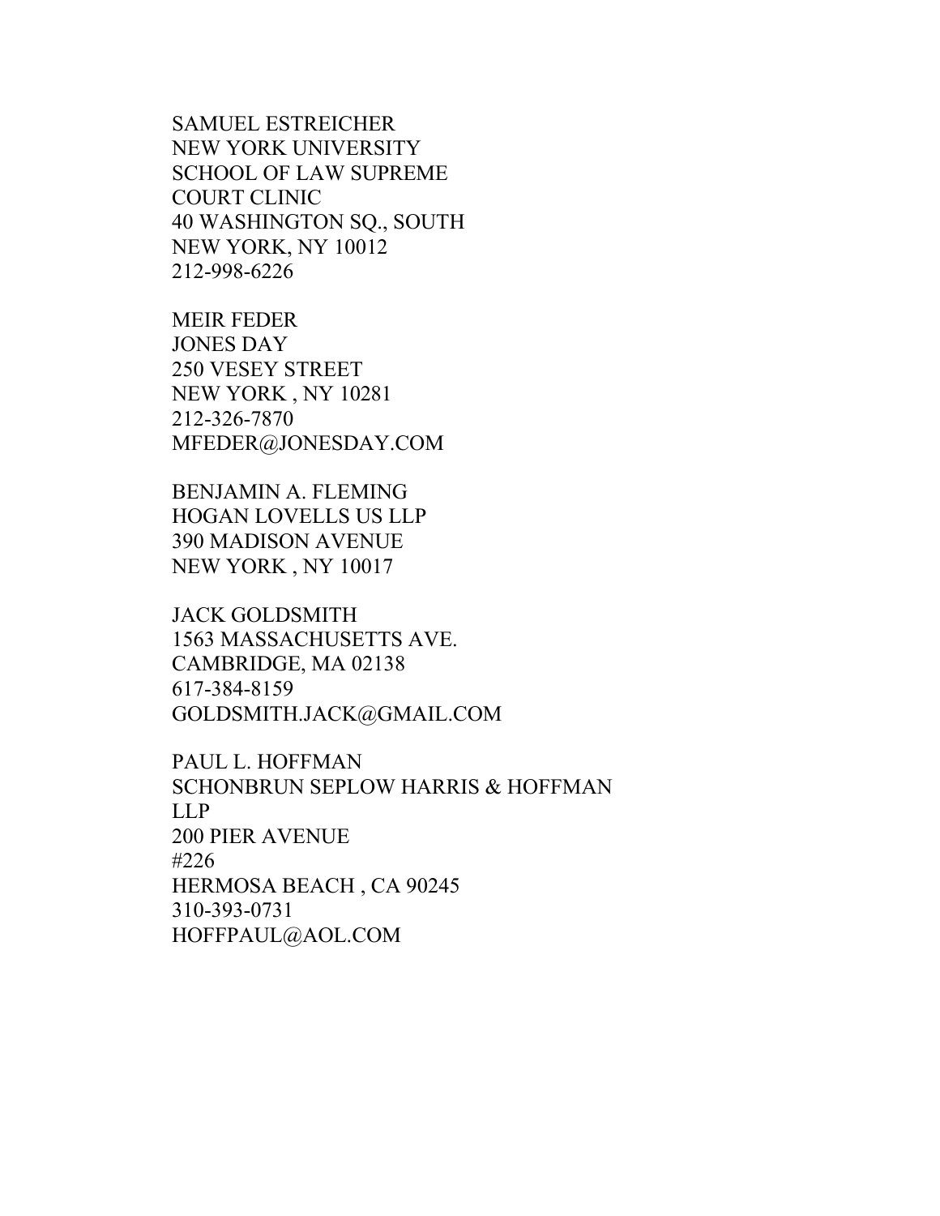SAMUEL ESTREICHER
NEW YORK UNIVERSITY
SCHOOL OF LAW SUPREME
COURT CLINIC
40 WASHINGTON SQ., SOUTH
NEW YORK, NY 10012
212-998-6226

MEIR FEDER
JONES DAY
250 VESEY STREET
NEW YORK , NY 10281
212-326-7870
MFEDER@JONESDAY.COM

BENJAMIN A. FLEMING
HOGAN LOVELLS US LLP
390 MADISON AVENUE
NEW YORK , NY 10017

JACK GOLDSMITH
1563 MASSACHUSETTS AVE.
CAMBRIDGE, MA 02138
617-384-8159
GOLDSMITH.JACK@GMAIL.COM

PAUL L. HOFFMAN
SCHONBRUN SEPLOW HARRIS & HOFFMAN
LLP
200 PIER AVENUE
#226
HERMOSA BEACH , CA 90245
310-393-0731
HOFFPAUL@AOL.COM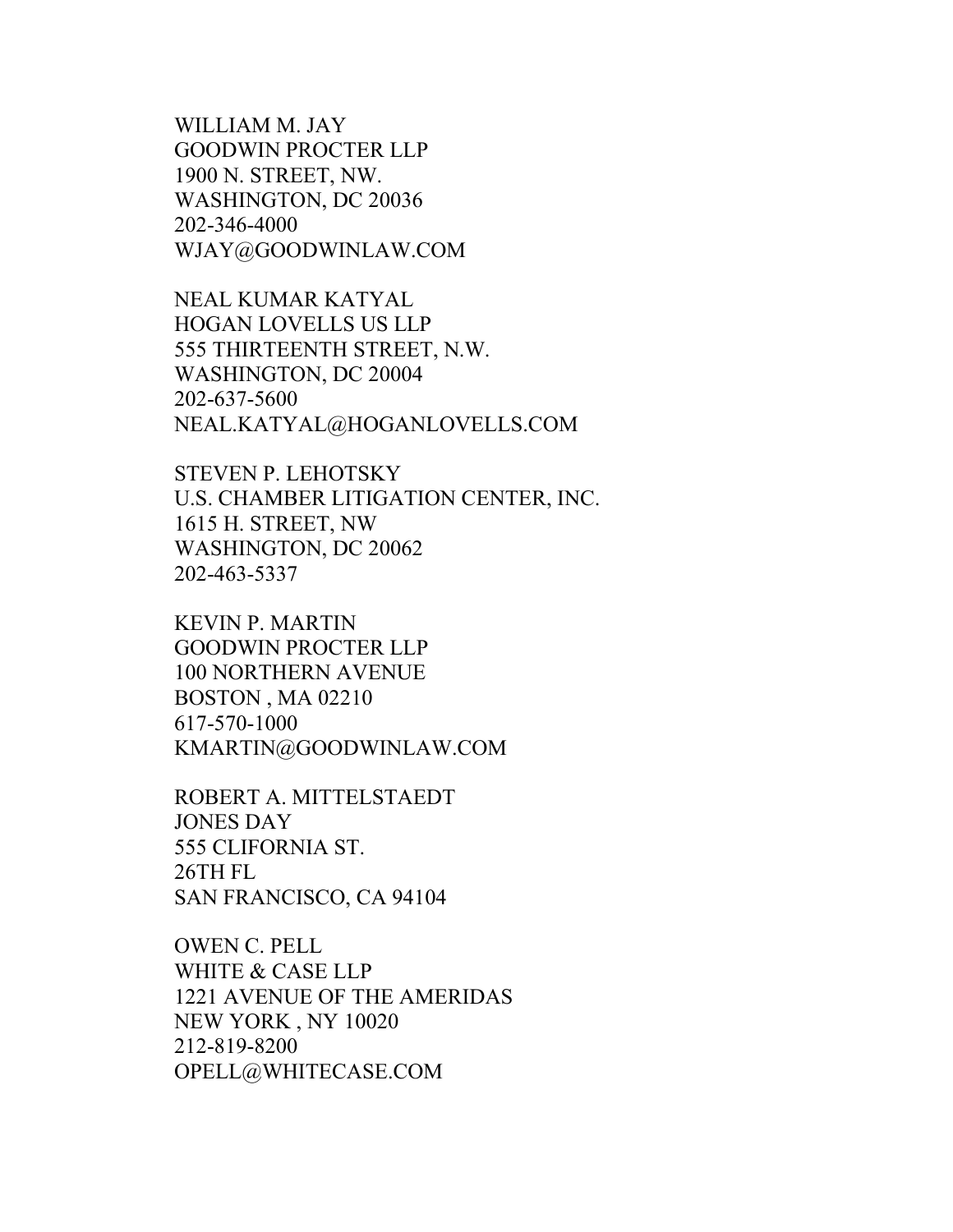WILLIAM M. JAY  
GOODWIN PROCTER LLP  
1900 N. STREET, NW.  
WASHINGTON, DC 20036  
202-346-4000  
WJAY@GOODWINLAW.COM

NEAL KUMAR KATYAL  
HOGAN LOVELLS US LLP  
555 THIRTEENTH STREET, N.W.  
WASHINGTON, DC 20004  
202-637-5600  
NEAL.KATYAL@HOGANLOVELLS.COM

STEVEN P. LEHOTSKY  
U.S. CHAMBER LITIGATION CENTER, INC.  
1615 H. STREET, NW  
WASHINGTON, DC 20062  
202-463-5337

KEVIN P. MARTIN  
GOODWIN PROCTER LLP  
100 NORTHERN AVENUE  
BOSTON , MA 02210  
617-570-1000  
KMARTIN@GOODWINLAW.COM

ROBERT A. MITTELSTAEDT  
JONES DAY  
555 CLIFORNIA ST.  
26TH FL  
SAN FRANCISCO, CA 94104

OWEN C. PELL  
WHITE & CASE LLP  
1221 AVENUE OF THE AMERIDAS  
NEW YORK , NY 10020  
212-819-8200  
OPELL@WHITECASE.COM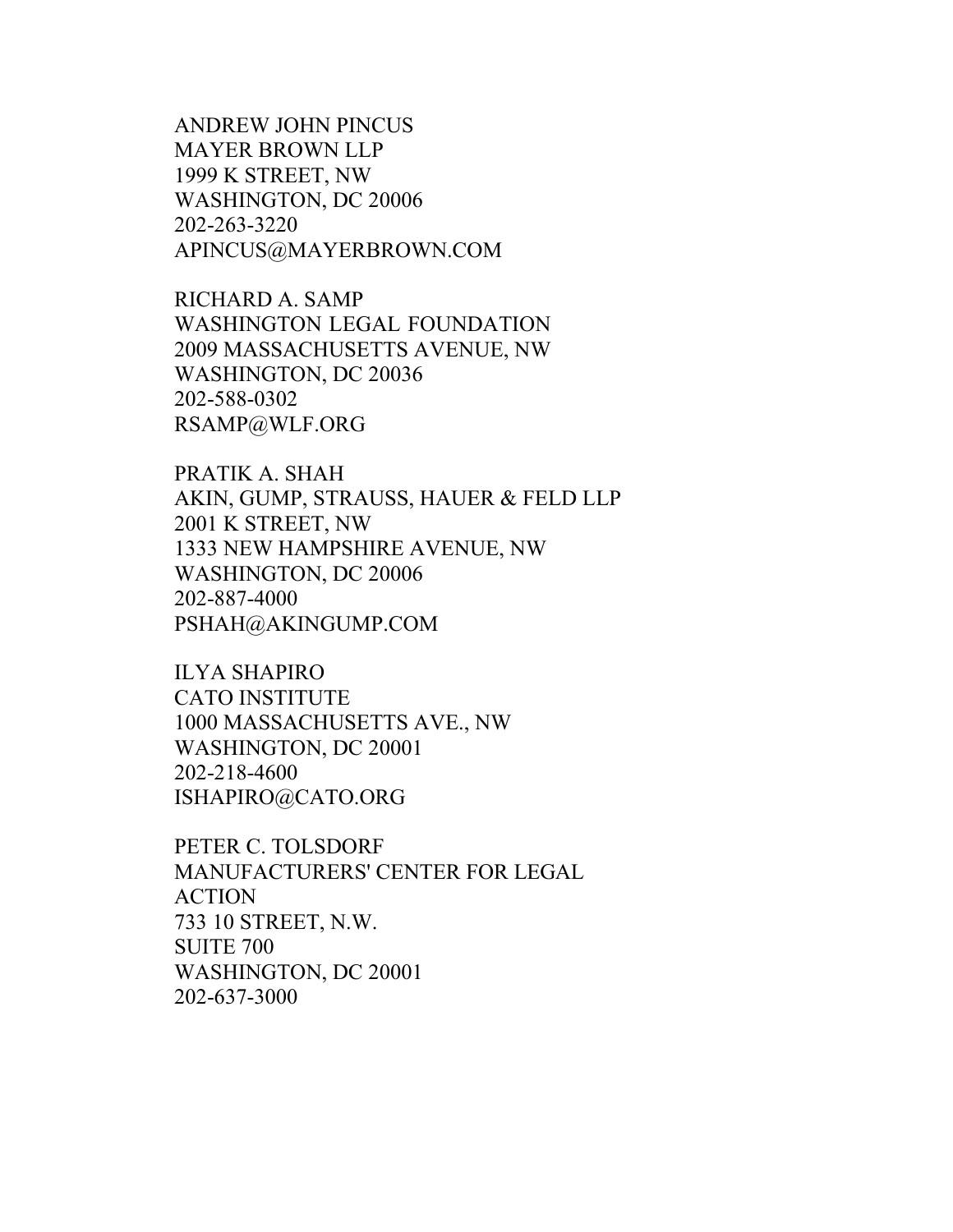ANDREW JOHN PINCUS
MAYER BROWN LLP
1999 K STREET, NW
WASHINGTON, DC 20006
202-263-3220
APINCUS@MAYERBROWN.COM

RICHARD A. SAMP
WASHINGTON LEGAL FOUNDATION
2009 MASSACHUSETTS AVENUE, NW
WASHINGTON, DC 20036
202-588-0302
RSAMP@WLF.ORG

PRATIK A. SHAH
AKIN, GUMP, STRAUSS, HAUER & FELD LLP
2001 K STREET, NW
1333 NEW HAMPSHIRE AVENUE, NW
WASHINGTON, DC 20006
202-887-4000
PSHAH@AKINGUMP.COM

ILYA SHAPIRO
CATO INSTITUTE
1000 MASSACHUSETTS AVE., NW
WASHINGTON, DC 20001
202-218-4600
ISHAPIRO@CATO.ORG

PETER C. TOLSDORF
MANUFACTURERS' CENTER FOR LEGAL ACTION
733 10 STREET, N.W.
SUITE 700
WASHINGTON, DC 20001
202-637-3000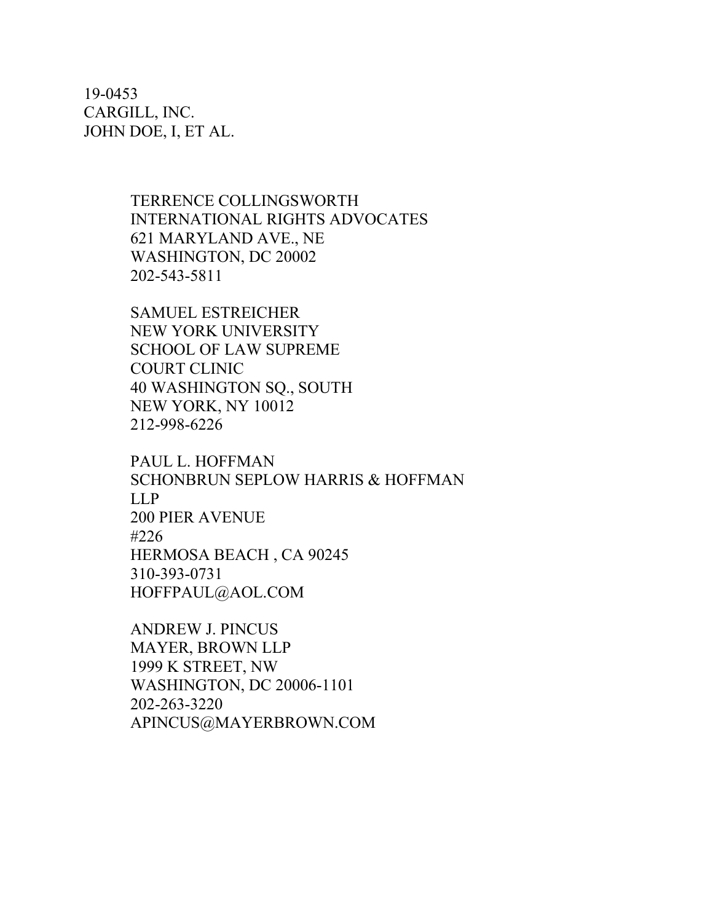19-0453
CARGILL, INC.
JOHN DOE, I, ET AL.

TERRENCE COLLINGSWORTH
INTERNATIONAL RIGHTS ADVOCATES
621 MARYLAND AVE., NE
WASHINGTON, DC 20002
202-543-5811

SAMUEL ESTREICHER
NEW YORK UNIVERSITY
SCHOOL OF LAW SUPREME
COURT CLINIC
40 WASHINGTON SQ., SOUTH
NEW YORK, NY 10012
212-998-6226

PAUL L. HOFFMAN
SCHONBRUN SEPLOW HARRIS & HOFFMAN
LLP
200 PIER AVENUE
#226
HERMOSA BEACH , CA 90245
310-393-0731
HOFFPAUL@AOL.COM

ANDREW J. PINCUS
MAYER, BROWN LLP
1999 K STREET, NW
WASHINGTON, DC 20006-1101
202-263-3220
APINCUS@MAYERBROWN.COM